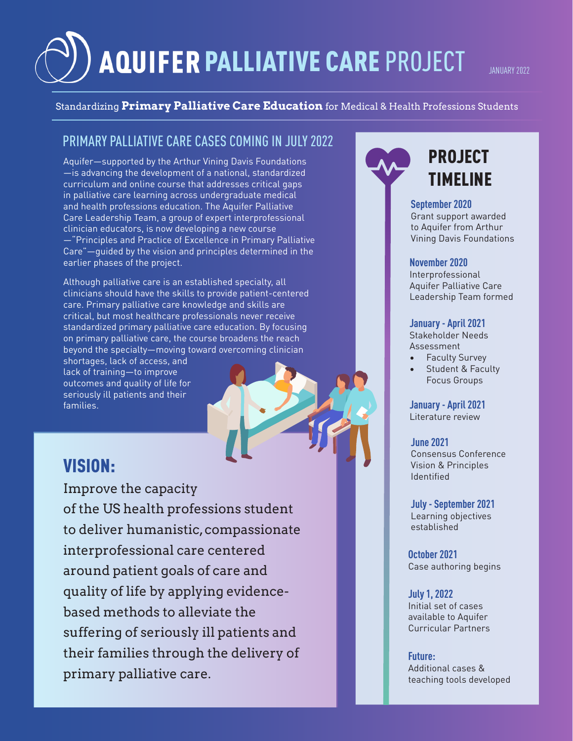# AQUIFER PALLIATIVE CARE PROJECT

JANUARY 2022

Standardizing **Primary Palliative Care Education** for Medical & Health Professions Students

## PRIMARY PALLIATIVE CARE CASES COMING IN JULY 2022

Aquifer—supported by the Arthur Vining Davis Foundations—is advancing the development of a national, standardized curriculum and online course that addresses critical gaps in palliative care learning across undergraduate medical and health professions education. The Aquifer Palliative Care Leadership Team, a group of expert interprofessional clinician educators, is now developing a new course—"Principles and Practice of Excellence in Primary Palliative Care"—guided by the vision and principles determined in the earlier phases of the project.

Although palliative care is an established specialty, all clinicians should have the skills to provide patient-centered care. Primary palliative care knowledge and skills are critical, but most healthcare professionals never receive standardized primary palliative care education. By focusing on primary palliative care, the course broadens the reach beyond the specialty—moving toward overcoming clinician shortages, lack of access, and lack of training—to improve outcomes and quality of life for seriously ill patients and their families.

## VISION:

Improve the capacity of the US health professions student to deliver humanistic, compassionate interprofessional care centered around patient goals of care and quality of life by applying evidence-based methods to alleviate the suffering of seriously ill patients and their families through the delivery of primary palliative care.

## PROJECT TIMELINE

**September 2020**
Grant support awarded to Aquifer from Arthur Vining Davis Foundations

**November 2020**
Interprofessional Aquifer Palliative Care Leadership Team formed

**January - April 2021**
Stakeholder Needs Assessment
- Faculty Survey
- Student & Faculty Focus Groups

**January - April 2021**
Literature review

**June 2021**
Consensus Conference Vision & Principles Identified

**July - September 2021**
Learning objectives established

**October 2021**
Case authoring begins

**July 1, 2022**
Initial set of cases available to Aquifer Curricular Partners

**Future:**
Additional cases & teaching tools developed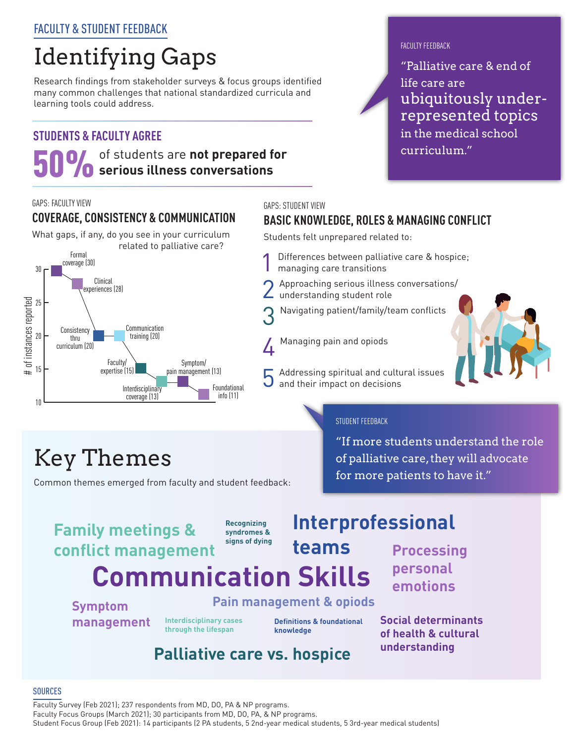FACULTY & STUDENT FEEDBACK

# Identifying Gaps

Research findings from stakeholder surveys & focus groups identified many common challenges that national standardized curricula and learning tools could address.

FACULTY FEEDBACK

"Palliative care & end of life care are **ubiquitously under-represented topics** in the medical school curriculum."

## STUDENTS & FACULTY AGREE

**50%** of students are **not prepared for serious illness conversations**

GAPS: FACULTY VIEW

### COVERAGE, CONSISTENCY & COMMUNICATION

What gaps, if any, do you see in your curriculum related to palliative care?

| Gap | # of instances reported |
|---|---|
| Formal coverage | 30 |
| Clinical experiences | 28 |
| Consistency thru curriculum | 20 |
| Communication training | 20 |
| Faculty/expertise | 15 |
| Interdisciplinary coverage | 13 |
| Symptom/pain management | 13 |
| Foundational info | 11 |

GAPS: STUDENT VIEW

### BASIC KNOWLEDGE, ROLES & MANAGING CONFLICT

Students felt unprepared related to:

1. Differences between palliative care & hospice; managing care transitions
2. Approaching serious illness conversations/ understanding student role
3. Navigating patient/family/team conflicts
4. Managing pain and opiods
5. Addressing spiritual and cultural issues and their impact on decisions

STUDENT FEEDBACK

"If more students understand the role of palliative care, they will advocate for more patients to have it."

# Key Themes

Common themes emerged from faculty and student feedback:

- Family meetings & conflict management
- Recognizing syndromes & signs of dying
- Interprofessional teams
- Processing personal emotions
- Communication Skills
- Symptom management
- Pain management & opiods
- Interdisciplinary cases through the lifespan
- Definitions & foundational knowledge
- Social determinants of health & cultural understanding
- Palliative care vs. hospice

SOURCES

Faculty Survey (Feb 2021); 237 respondents from MD, DO, PA & NP programs.
Faculty Focus Groups (March 2021); 30 participants from MD, DO, PA, & NP programs.
Student Focus Group (Feb 2021): 14 participants (2 PA students, 5 2nd-year medical students, 5 3rd-year medical students)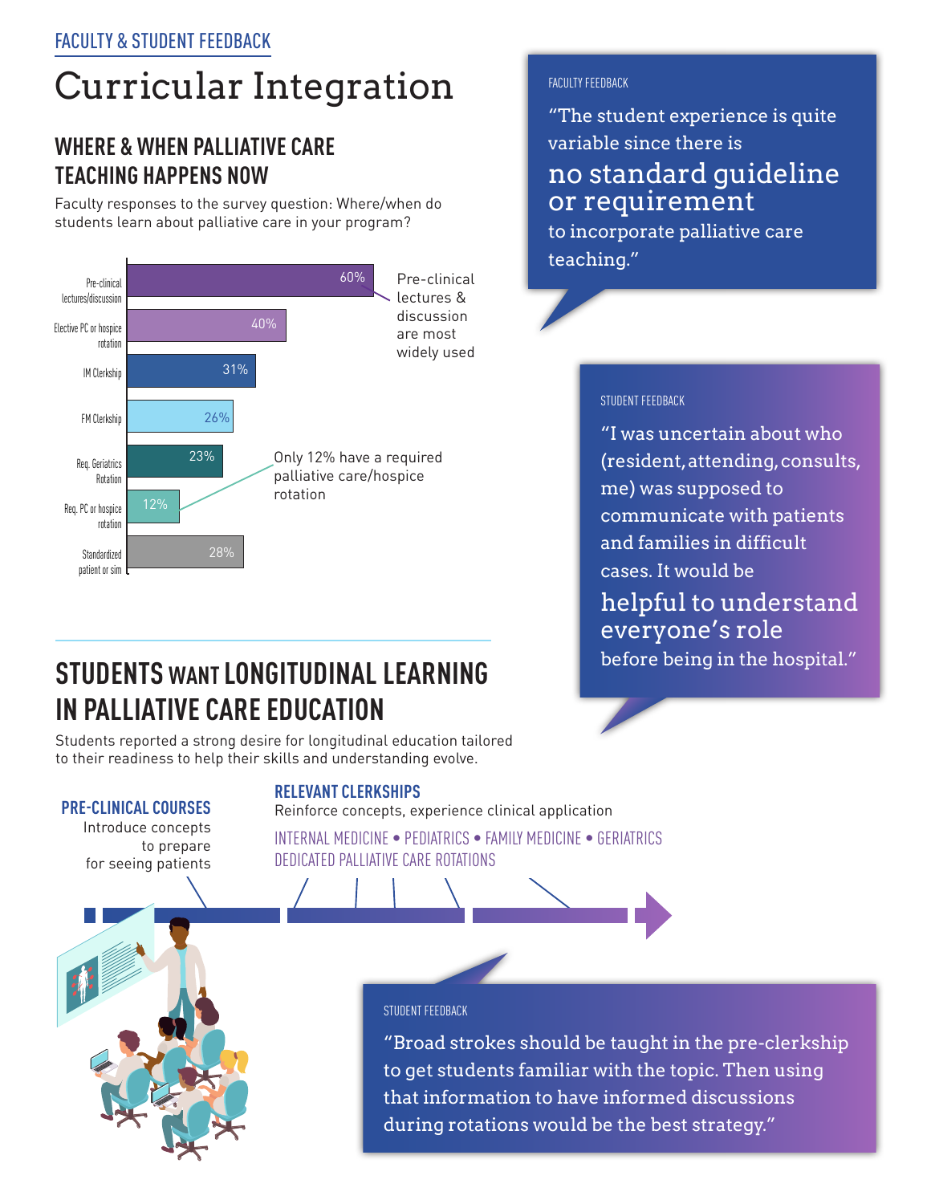FACULTY & STUDENT FEEDBACK

# Curricular Integration

## WHERE & WHEN PALLIATIVE CARE TEACHING HAPPENS NOW

Faculty responses to the survey question: Where/when do students learn about palliative care in your program?

| Setting | Percentage |
| --- | --- |
| Pre-clinical lectures/discussion | 60% |
| Elective PC or hospice rotation | 40% |
| IM Clerkship | 31% |
| FM Clerkship | 26% |
| Req. Geriatrics Rotation | 23% |
| Req. PC or hospice rotation | 12% |
| Standardized patient or sim | 28% |

Pre-clinical lectures & discussion are most widely used

Only 12% have a required palliative care/hospice rotation

FACULTY FEEDBACK

"The student experience is quite variable since there is **no standard guideline or requirement** to incorporate palliative care teaching."

STUDENT FEEDBACK

"I was uncertain about who (resident, attending, consults, me) was supposed to communicate with patients and families in difficult cases. It would be **helpful to understand everyone's role** before being in the hospital."

## STUDENTS WANT LONGITUDINAL LEARNING IN PALLIATIVE CARE EDUCATION

Students reported a strong desire for longitudinal education tailored to their readiness to help their skills and understanding evolve.

**PRE-CLINICAL COURSES**
Introduce concepts to prepare for seeing patients

**RELEVANT CLERKSHIPS**
Reinforce concepts, experience clinical application

INTERNAL MEDICINE • PEDIATRICS • FAMILY MEDICINE • GERIATRICS

DEDICATED PALLIATIVE CARE ROTATIONS

STUDENT FEEDBACK

"Broad strokes should be taught in the pre-clerkship to get students familiar with the topic. Then using that information to have informed discussions during rotations would be the best strategy."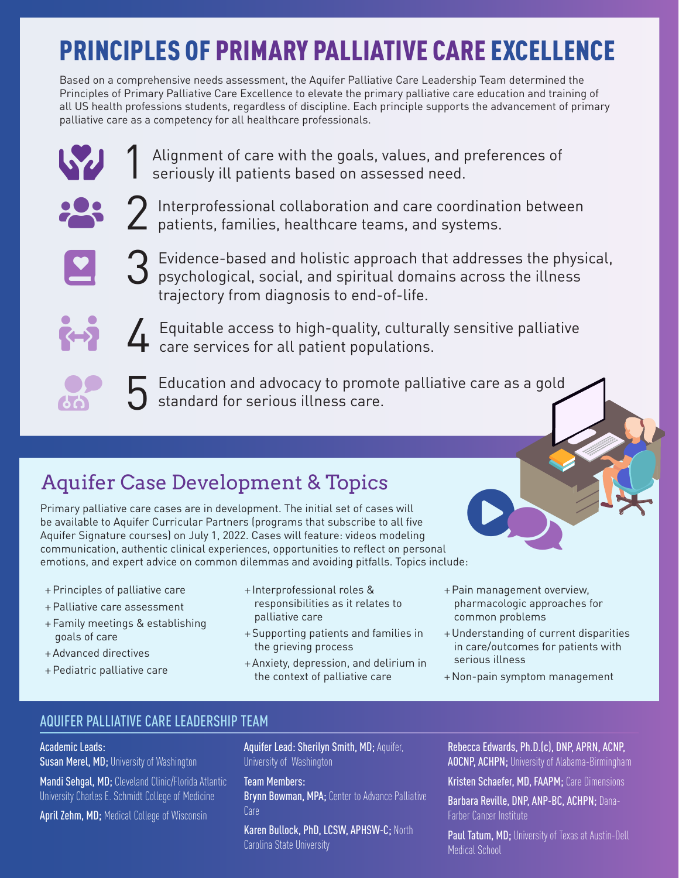# PRINCIPLES OF PRIMARY PALLIATIVE CARE EXCELLENCE

Based on a comprehensive needs assessment, the Aquifer Palliative Care Leadership Team determined the Principles of Primary Palliative Care Excellence to elevate the primary palliative care education and training of all US health professions students, regardless of discipline. Each principle supports the advancement of primary palliative care as a competency for all healthcare professionals.

1. Alignment of care with the goals, values, and preferences of seriously ill patients based on assessed need.
2. Interprofessional collaboration and care coordination between patients, families, healthcare teams, and systems.
3. Evidence-based and holistic approach that addresses the physical, psychological, social, and spiritual domains across the illness trajectory from diagnosis to end-of-life.
4. Equitable access to high-quality, culturally sensitive palliative care services for all patient populations.
5. Education and advocacy to promote palliative care as a gold standard for serious illness care.

## Aquifer Case Development & Topics

Primary palliative care cases are in development. The initial set of cases will be available to Aquifer Curricular Partners (programs that subscribe to all five Aquifer Signature courses) on July 1, 2022. Cases will feature: videos modeling communication, authentic clinical experiences, opportunities to reflect on personal emotions, and expert advice on common dilemmas and avoiding pitfalls. Topics include:

- Principles of palliative care
- Palliative care assessment
- Family meetings & establishing goals of care
- Advanced directives
- Pediatric palliative care
- Interprofessional roles & responsibilities as it relates to palliative care
- Supporting patients and families in the grieving process
- Anxiety, depression, and delirium in the context of palliative care
- Pain management overview, pharmacologic approaches for common problems
- Understanding of current disparities in care/outcomes for patients with serious illness
- Non-pain symptom management

## AQUIFER PALLIATIVE CARE LEADERSHIP TEAM

**Academic Leads:**

**Susan Merel, MD;** University of Washington

**Mandi Sehgal, MD;** Cleveland Clinic/Florida Atlantic University Charles E. Schmidt College of Medicine

**April Zehm, MD;** Medical College of Wisconsin

**Aquifer Lead: Sherilyn Smith, MD;** Aquifer, University of Washington

**Team Members:**

**Brynn Bowman, MPA;** Center to Advance Palliative Care

**Karen Bullock, PhD, LCSW, APHSW-C;** North Carolina State University

**Rebecca Edwards, Ph.D.(c), DNP, APRN, ACNP, AOCNP, ACHPN;** University of Alabama-Birmingham

**Kristen Schaefer, MD, FAAPM;** Care Dimensions

**Barbara Reville, DNP, ANP-BC, ACHPN;** Dana-Farber Cancer Institute

**Paul Tatum, MD;** University of Texas at Austin-Dell Medical School